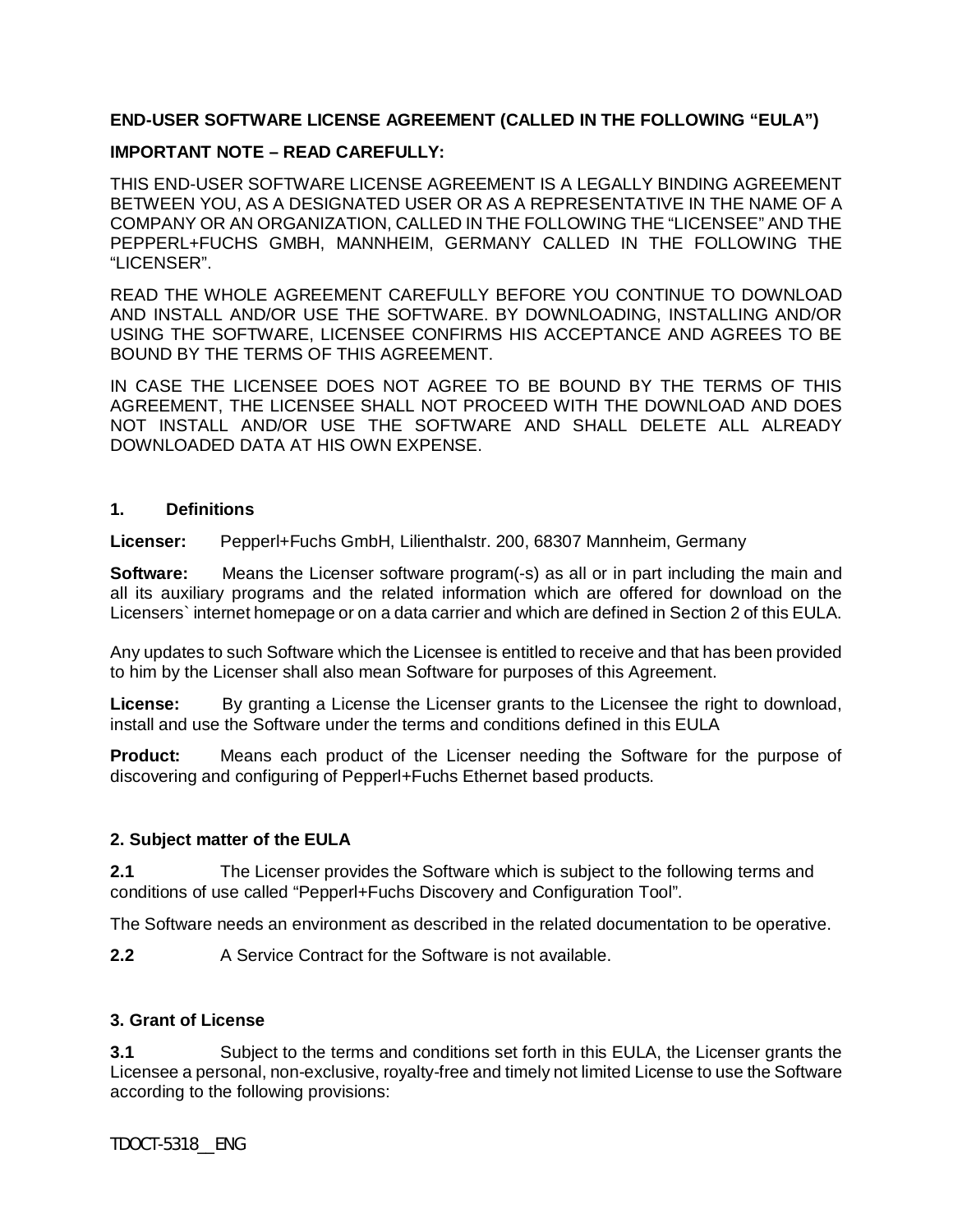**END-USER SOFTWARE LICENSE AGREEMENT (CALLED IN THE FOLLOWING "EULA")**

**IMPORTANT NOTE – READ CAREFULLY:**

THIS END-USER SOFTWARE LICENSE AGREEMENT IS A LEGALLY BINDING AGREEMENT BETWEEN YOU, AS A DESIGNATED USER OR AS A REPRESENTATIVE IN THE NAME OF A COMPANY OR AN ORGANIZATION, CALLED IN THE FOLLOWING THE "LICENSEE" AND THE PEPPERL+FUCHS GMBH, MANNHEIM, GERMANY CALLED IN THE FOLLOWING THE "LICENSER".

READ THE WHOLE AGREEMENT CAREFULLY BEFORE YOU CONTINUE TO DOWNLOAD AND INSTALL AND/OR USE THE SOFTWARE. BY DOWNLOADING, INSTALLING AND/OR USING THE SOFTWARE, LICENSEE CONFIRMS HIS ACCEPTANCE AND AGREES TO BE BOUND BY THE TERMS OF THIS AGREEMENT.

IN CASE THE LICENSEE DOES NOT AGREE TO BE BOUND BY THE TERMS OF THIS AGREEMENT, THE LICENSEE SHALL NOT PROCEED WITH THE DOWNLOAD AND DOES NOT INSTALL AND/OR USE THE SOFTWARE AND SHALL DELETE ALL ALREADY DOWNLOADED DATA AT HIS OWN EXPENSE.

## 1. Definitions

**Licenser:** Pepperl+Fuchs GmbH, Lilienthalstr. 200, 68307 Mannheim, Germany

**Software:** Means the Licenser software program(-s) as all or in part including the main and all its auxiliary programs and the related information which are offered for download on the Licensers` internet homepage or on a data carrier and which are defined in Section 2 of this EULA.

Any updates to such Software which the Licensee is entitled to receive and that has been provided to him by the Licenser shall also mean Software for purposes of this Agreement.

**License:** By granting a License the Licenser grants to the Licensee the right to download, install and use the Software under the terms and conditions defined in this EULA

**Product:** Means each product of the Licenser needing the Software for the purpose of discovering and configuring of Pepperl+Fuchs Ethernet based products.

## 2. Subject matter of the EULA

**2.1** The Licenser provides the Software which is subject to the following terms and conditions of use called "Pepperl+Fuchs Discovery and Configuration Tool".

The Software needs an environment as described in the related documentation to be operative.

**2.2** A Service Contract for the Software is not available.

## 3. Grant of License

**3.1** Subject to the terms and conditions set forth in this EULA, the Licenser grants the Licensee a personal, non-exclusive, royalty-free and timely not limited License to use the Software according to the following provisions:

TDOCT-5318__ENG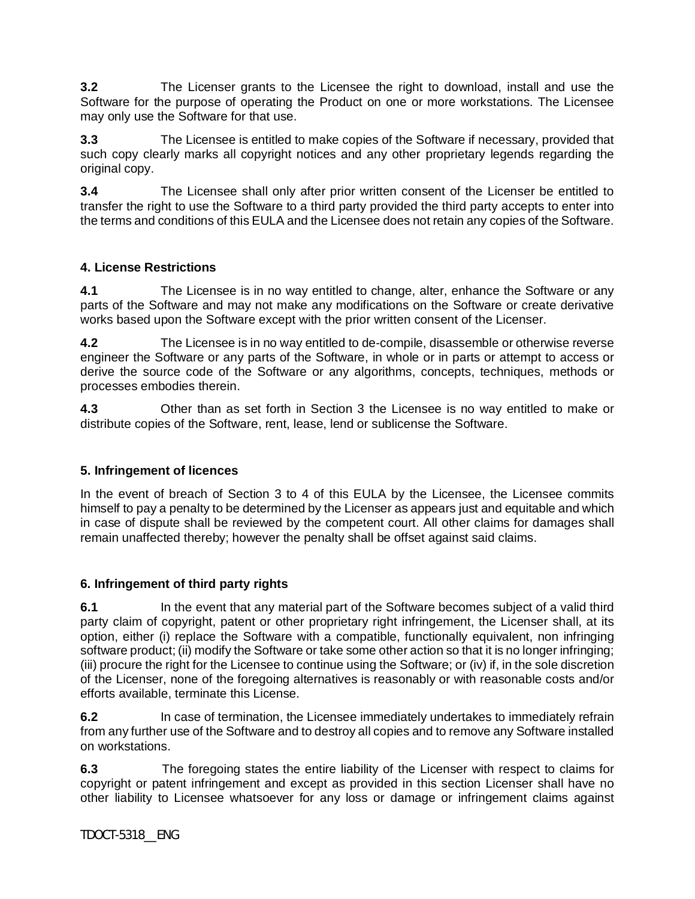**3.2** The Licenser grants to the Licensee the right to download, install and use the Software for the purpose of operating the Product on one or more workstations. The Licensee may only use the Software for that use.

**3.3** The Licensee is entitled to make copies of the Software if necessary, provided that such copy clearly marks all copyright notices and any other proprietary legends regarding the original copy.

**3.4** The Licensee shall only after prior written consent of the Licenser be entitled to transfer the right to use the Software to a third party provided the third party accepts to enter into the terms and conditions of this EULA and the Licensee does not retain any copies of the Software.

### 4. License Restrictions

**4.1** The Licensee is in no way entitled to change, alter, enhance the Software or any parts of the Software and may not make any modifications on the Software or create derivative works based upon the Software except with the prior written consent of the Licenser.

**4.2** The Licensee is in no way entitled to de-compile, disassemble or otherwise reverse engineer the Software or any parts of the Software, in whole or in parts or attempt to access or derive the source code of the Software or any algorithms, concepts, techniques, methods or processes embodies therein.

**4.3** Other than as set forth in Section 3 the Licensee is no way entitled to make or distribute copies of the Software, rent, lease, lend or sublicense the Software.

### 5. Infringement of licences

In the event of breach of Section 3 to 4 of this EULA by the Licensee, the Licensee commits himself to pay a penalty to be determined by the Licenser as appears just and equitable and which in case of dispute shall be reviewed by the competent court. All other claims for damages shall remain unaffected thereby; however the penalty shall be offset against said claims.

### 6. Infringement of third party rights

**6.1** In the event that any material part of the Software becomes subject of a valid third party claim of copyright, patent or other proprietary right infringement, the Licenser shall, at its option, either (i) replace the Software with a compatible, functionally equivalent, non infringing software product; (ii) modify the Software or take some other action so that it is no longer infringing; (iii) procure the right for the Licensee to continue using the Software; or (iv) if, in the sole discretion of the Licenser, none of the foregoing alternatives is reasonably or with reasonable costs and/or efforts available, terminate this License.

**6.2** In case of termination, the Licensee immediately undertakes to immediately refrain from any further use of the Software and to destroy all copies and to remove any Software installed on workstations.

**6.3** The foregoing states the entire liability of the Licenser with respect to claims for copyright or patent infringement and except as provided in this section Licenser shall have no other liability to Licensee whatsoever for any loss or damage or infringement claims against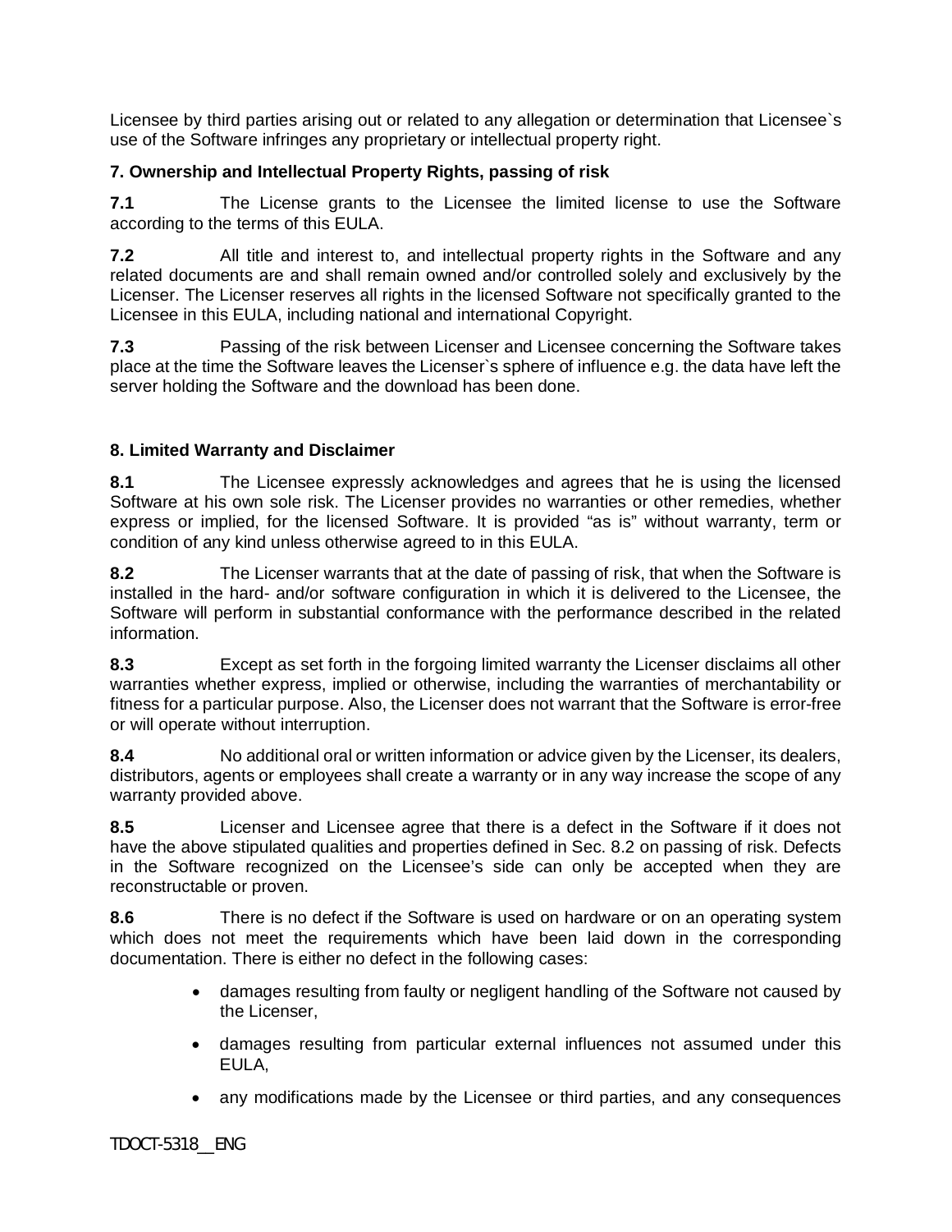Licensee by third parties arising out or related to any allegation or determination that Licensee`s use of the Software infringes any proprietary or intellectual property right.

**7. Ownership and Intellectual Property Rights, passing of risk**

**7.1** The License grants to the Licensee the limited license to use the Software according to the terms of this EULA.

**7.2** All title and interest to, and intellectual property rights in the Software and any related documents are and shall remain owned and/or controlled solely and exclusively by the Licenser. The Licenser reserves all rights in the licensed Software not specifically granted to the Licensee in this EULA, including national and international Copyright.

**7.3** Passing of the risk between Licenser and Licensee concerning the Software takes place at the time the Software leaves the Licenser`s sphere of influence e.g. the data have left the server holding the Software and the download has been done.

**8. Limited Warranty and Disclaimer**

**8.1** The Licensee expressly acknowledges and agrees that he is using the licensed Software at his own sole risk. The Licenser provides no warranties or other remedies, whether express or implied, for the licensed Software. It is provided “as is” without warranty, term or condition of any kind unless otherwise agreed to in this EULA.

**8.2** The Licenser warrants that at the date of passing of risk, that when the Software is installed in the hard- and/or software configuration in which it is delivered to the Licensee, the Software will perform in substantial conformance with the performance described in the related information.

**8.3** Except as set forth in the forgoing limited warranty the Licenser disclaims all other warranties whether express, implied or otherwise, including the warranties of merchantability or fitness for a particular purpose. Also, the Licenser does not warrant that the Software is error-free or will operate without interruption.

**8.4** No additional oral or written information or advice given by the Licenser, its dealers, distributors, agents or employees shall create a warranty or in any way increase the scope of any warranty provided above.

**8.5** Licenser and Licensee agree that there is a defect in the Software if it does not have the above stipulated qualities and properties defined in Sec. 8.2 on passing of risk. Defects in the Software recognized on the Licensee’s side can only be accepted when they are reconstructable or proven.

**8.6** There is no defect if the Software is used on hardware or on an operating system which does not meet the requirements which have been laid down in the corresponding documentation. There is either no defect in the following cases:

- damages resulting from faulty or negligent handling of the Software not caused by the Licenser,
- damages resulting from particular external influences not assumed under this EULA,
- any modifications made by the Licensee or third parties, and any consequences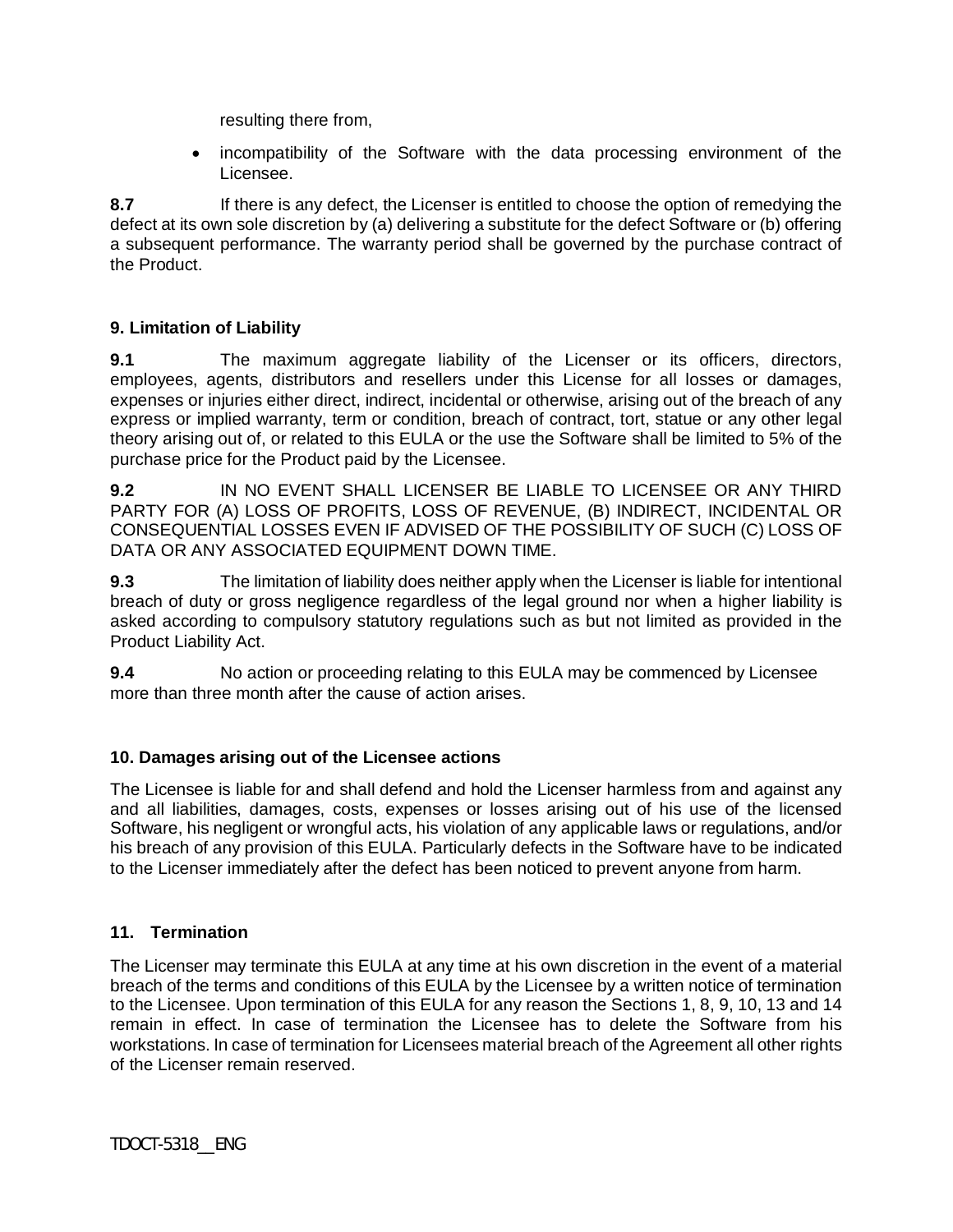resulting there from,

- incompatibility of the Software with the data processing environment of the Licensee.

**8.7** If there is any defect, the Licenser is entitled to choose the option of remedying the defect at its own sole discretion by (a) delivering a substitute for the defect Software or (b) offering a subsequent performance. The warranty period shall be governed by the purchase contract of the Product.

## 9. Limitation of Liability

**9.1** The maximum aggregate liability of the Licenser or its officers, directors, employees, agents, distributors and resellers under this License for all losses or damages, expenses or injuries either direct, indirect, incidental or otherwise, arising out of the breach of any express or implied warranty, term or condition, breach of contract, tort, statue or any other legal theory arising out of, or related to this EULA or the use the Software shall be limited to 5% of the purchase price for the Product paid by the Licensee.

**9.2** IN NO EVENT SHALL LICENSER BE LIABLE TO LICENSEE OR ANY THIRD PARTY FOR (A) LOSS OF PROFITS, LOSS OF REVENUE, (B) INDIRECT, INCIDENTAL OR CONSEQUENTIAL LOSSES EVEN IF ADVISED OF THE POSSIBILITY OF SUCH (C) LOSS OF DATA OR ANY ASSOCIATED EQUIPMENT DOWN TIME.

**9.3** The limitation of liability does neither apply when the Licenser is liable for intentional breach of duty or gross negligence regardless of the legal ground nor when a higher liability is asked according to compulsory statutory regulations such as but not limited as provided in the Product Liability Act.

**9.4** No action or proceeding relating to this EULA may be commenced by Licensee more than three month after the cause of action arises.

## 10. Damages arising out of the Licensee actions

The Licensee is liable for and shall defend and hold the Licenser harmless from and against any and all liabilities, damages, costs, expenses or losses arising out of his use of the licensed Software, his negligent or wrongful acts, his violation of any applicable laws or regulations, and/or his breach of any provision of this EULA. Particularly defects in the Software have to be indicated to the Licenser immediately after the defect has been noticed to prevent anyone from harm.

## 11. Termination

The Licenser may terminate this EULA at any time at his own discretion in the event of a material breach of the terms and conditions of this EULA by the Licensee by a written notice of termination to the Licensee. Upon termination of this EULA for any reason the Sections 1, 8, 9, 10, 13 and 14 remain in effect. In case of termination the Licensee has to delete the Software from his workstations. In case of termination for Licensees material breach of the Agreement all other rights of the Licenser remain reserved.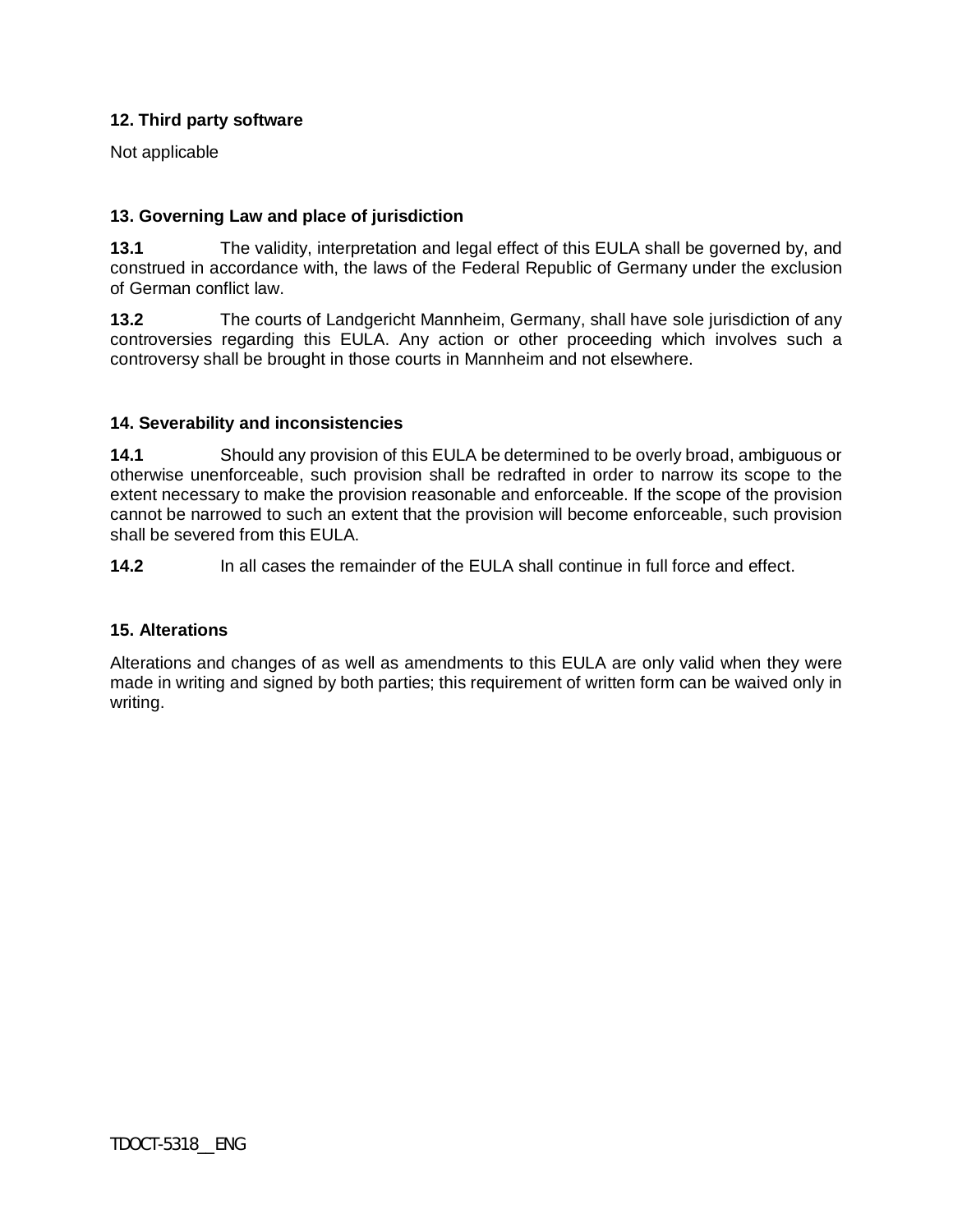## 12. Third party software

Not applicable

## 13. Governing Law and place of jurisdiction

**13.1** The validity, interpretation and legal effect of this EULA shall be governed by, and construed in accordance with, the laws of the Federal Republic of Germany under the exclusion of German conflict law.

**13.2** The courts of Landgericht Mannheim, Germany, shall have sole jurisdiction of any controversies regarding this EULA. Any action or other proceeding which involves such a controversy shall be brought in those courts in Mannheim and not elsewhere.

## 14. Severability and inconsistencies

**14.1** Should any provision of this EULA be determined to be overly broad, ambiguous or otherwise unenforceable, such provision shall be redrafted in order to narrow its scope to the extent necessary to make the provision reasonable and enforceable. If the scope of the provision cannot be narrowed to such an extent that the provision will become enforceable, such provision shall be severed from this EULA.

**14.2** In all cases the remainder of the EULA shall continue in full force and effect.

## 15. Alterations

Alterations and changes of as well as amendments to this EULA are only valid when they were made in writing and signed by both parties; this requirement of written form can be waived only in writing.